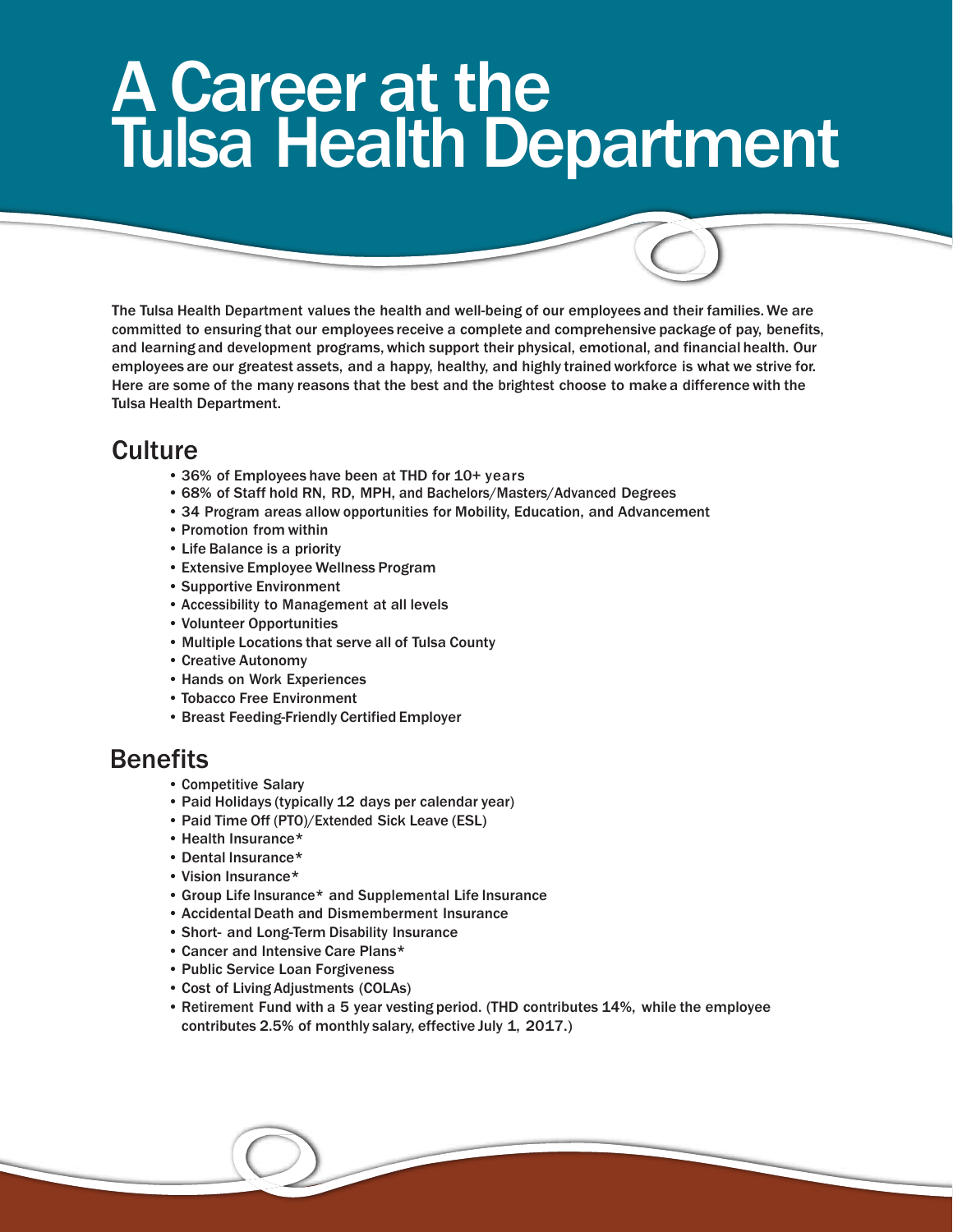# A Career at the Tulsa Health Department

The Tulsa Health Department values the health and well-being of our employees and their families. We are committed to ensuring that our employees receive a complete and comprehensive package of pay, benefits, and learning and development programs, which support their physical, emotional, and financial health. Our employees are our greatest assets, and a happy, healthy, and highly trained workforce is what we strive for. Here are some of the many reasons that the best and the brightest choose to make a difference with the Tulsa Health Department.

## Culture

- 36% of Employees have been at THD for 10+ years
- 68% of Staff hold RN, RD, MPH, and Bachelors/Masters/Advanced Degrees
- 34 Program areas allow opportunities for Mobility, Education, and Advancement
- Promotion from within
- Life Balance is a priority
- Extensive Employee Wellness Program
- Supportive Environment
- Accessibility to Management at all levels
- Volunteer Opportunities
- Multiple Locations that serve all of Tulsa County
- Creative Autonomy
- Hands on Work Experiences
- Tobacco Free Environment
- Breast Feeding-Friendly Certified Employer

## Benefits

- Competitive Salary
- Paid Holidays (typically 12 days per calendar year)
- Paid Time Off (PTO)/Extended Sick Leave (ESL)
- Health Insurance*
- Dental Insurance*
- Vision Insurance*
- Group Life Insurance* and Supplemental Life Insurance
- Accidental Death and Dismemberment Insurance
- Short- and Long-Term Disability Insurance
- Cancer and Intensive Care Plans*
- Public Service Loan Forgiveness
- Cost of Living Adjustments (COLAs)
- Retirement Fund with a 5 year vesting period. (THD contributes 14%, while the employee contributes 2.5% of monthly salary, effective July 1, 2017.)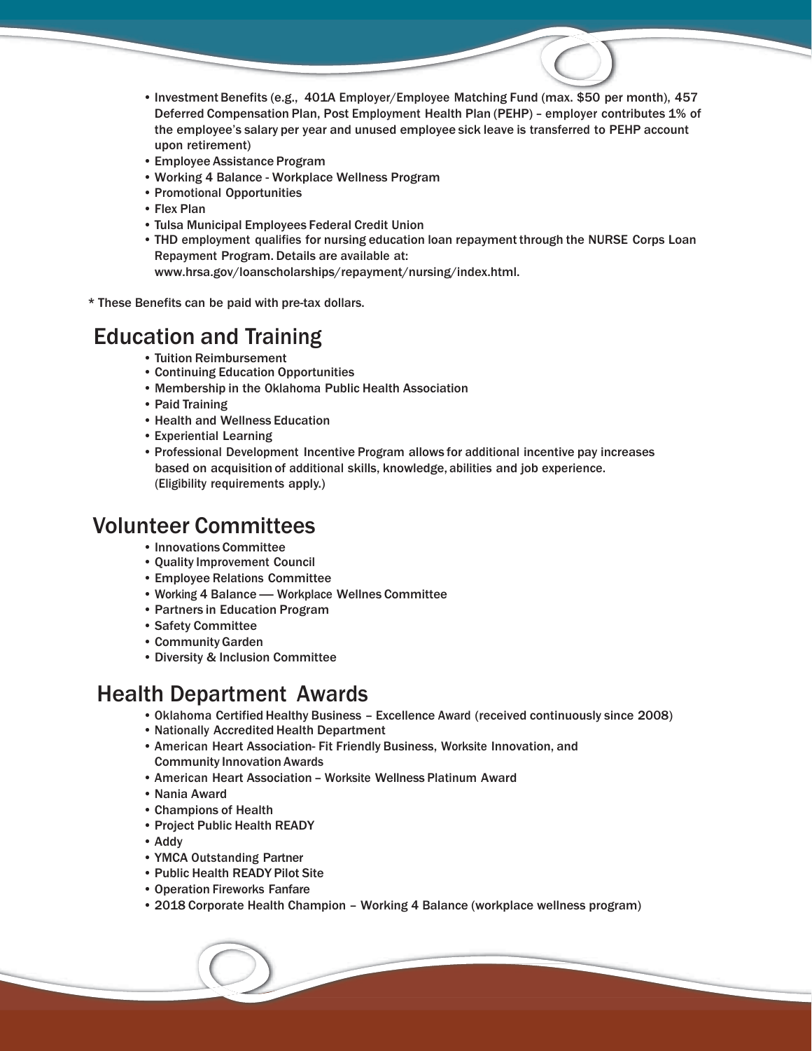- Investment Benefits (e.g., 401A Employer/Employee Matching Fund (max. $50 per month), 457 Deferred Compensation Plan, Post Employment Health Plan (PEHP) – employer contributes 1% of the employee's salary per year and unused employee sick leave is transferred to PEHP account upon retirement)
- Employee Assistance Program
- Working 4 Balance - Workplace Wellness Program
- Promotional Opportunities
- Flex Plan
- Tulsa Municipal Employees Federal Credit Union
- THD employment qualifies for nursing education loan repayment through the NURSE Corps Loan Repayment Program. Details are available at: www.hrsa.gov/loanscholarships/repayment/nursing/index.html.

* These Benefits can be paid with pre-tax dollars.

## Education and Training

- Tuition Reimbursement
- Continuing Education Opportunities
- Membership in the Oklahoma Public Health Association
- Paid Training
- Health and Wellness Education
- Experiential Learning
- Professional Development Incentive Program allows for additional incentive pay increases based on acquisition of additional skills, knowledge, abilities and job experience. (Eligibility requirements apply.)

## Volunteer Committees

- Innovations Committee
- Quality Improvement Council
- Employee Relations Committee
- Working 4 Balance — Workplace Wellnes Committee
- Partners in Education Program
- Safety Committee
- Community Garden
- Diversity & Inclusion Committee

## Health Department Awards

- Oklahoma Certified Healthy Business – Excellence Award (received continuously since 2008)
- Nationally Accredited Health Department
- American Heart Association- Fit Friendly Business, Worksite Innovation, and Community Innovation Awards
- American Heart Association – Worksite Wellness Platinum Award
- Nania Award
- Champions of Health
- Project Public Health READY
- Addy
- YMCA Outstanding Partner
- Public Health READY Pilot Site
- Operation Fireworks Fanfare
- 2018 Corporate Health Champion – Working 4 Balance (workplace wellness program)